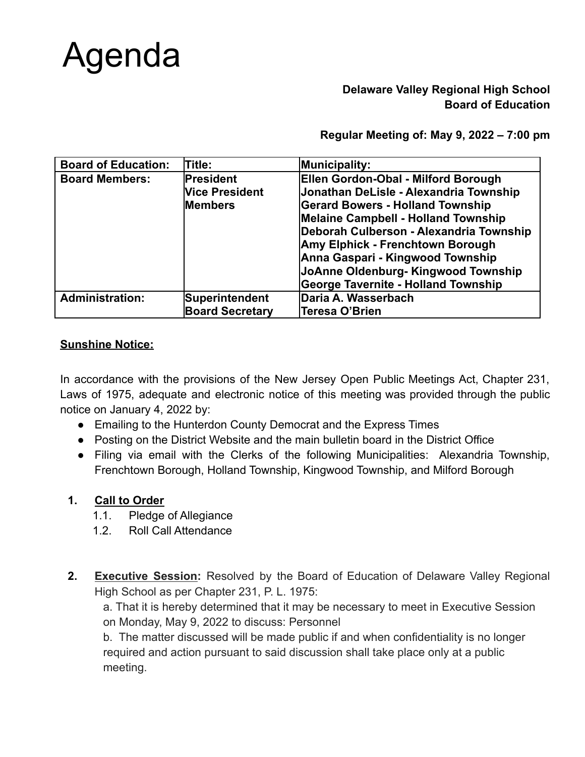# Agenda

**Delaware Valley Regional High School**
**Board of Education**

**Regular Meeting of: May 9, 2022 – 7:00 pm**

| Board of Education: | Title: | Municipality: |
|---|---|---|
| **Board Members:** | **President**<br>**Vice President**<br>**Members** | **Ellen Gordon-Obal - Milford Borough**<br>**Jonathan DeLisle - Alexandria Township**<br>**Gerard Bowers - Holland Township**<br>**Melaine Campbell - Holland Township**<br>**Deborah Culberson - Alexandria Township**<br>**Amy Elphick - Frenchtown Borough**<br>**Anna Gaspari - Kingwood Township**<br>**JoAnne Oldenburg- Kingwood Township**<br>**George Tavernite - Holland Township** |
| **Administration:** | **Superintendent**<br>**Board Secretary** | **Daria A. Wasserbach**<br>**Teresa O'Brien** |

**Sunshine Notice:**

In accordance with the provisions of the New Jersey Open Public Meetings Act, Chapter 231, Laws of 1975, adequate and electronic notice of this meeting was provided through the public notice on January 4, 2022 by:

- Emailing to the Hunterdon County Democrat and the Express Times
- Posting on the District Website and the main bulletin board in the District Office
- Filing via email with the Clerks of the following Municipalities: Alexandria Township, Frenchtown Borough, Holland Township, Kingwood Township, and Milford Borough

1. **Call to Order**
   1.1. Pledge of Allegiance
   1.2. Roll Call Attendance

2. **Executive Session:** Resolved by the Board of Education of Delaware Valley Regional High School as per Chapter 231, P. L. 1975:

   a. That it is hereby determined that it may be necessary to meet in Executive Session on Monday, May 9, 2022 to discuss: Personnel

   b. The matter discussed will be made public if and when confidentiality is no longer required and action pursuant to said discussion shall take place only at a public meeting.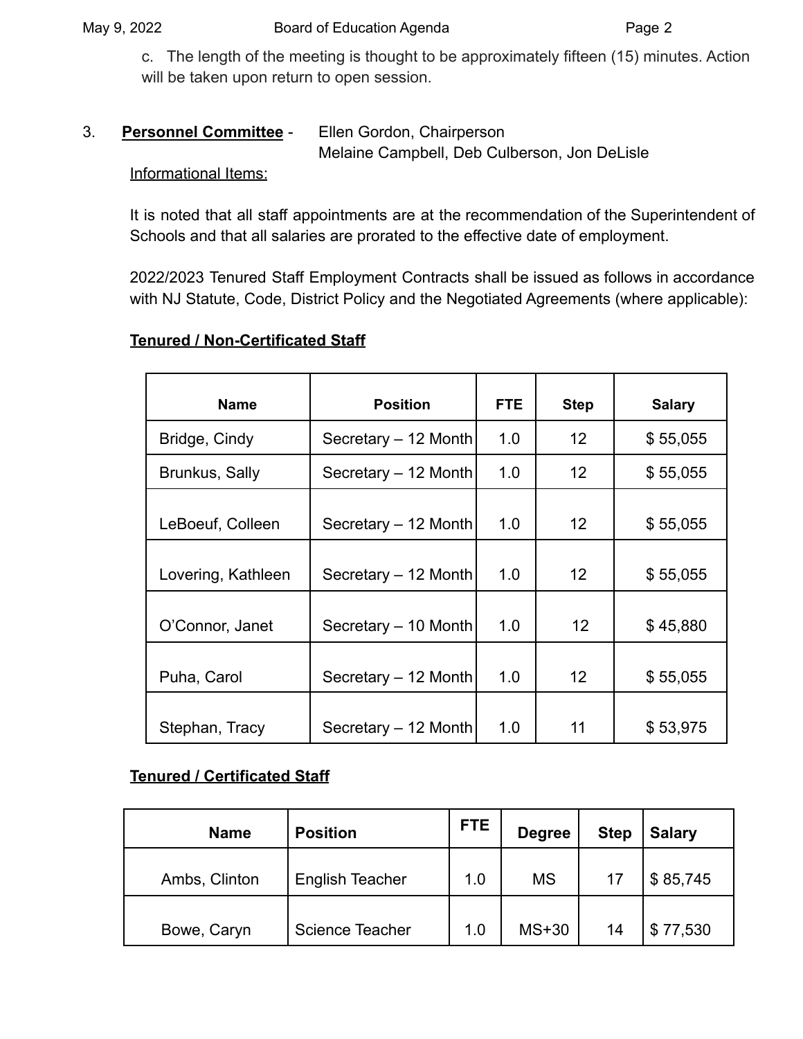c. The length of the meeting is thought to be approximately fifteen (15) minutes. Action will be taken upon return to open session.

3. **Personnel Committee** - Ellen Gordon, Chairperson
Melaine Campbell, Deb Culberson, Jon DeLisle

Informational Items:

It is noted that all staff appointments are at the recommendation of the Superintendent of Schools and that all salaries are prorated to the effective date of employment.

2022/2023 Tenured Staff Employment Contracts shall be issued as follows in accordance with NJ Statute, Code, District Policy and the Negotiated Agreements (where applicable):

**Tenured / Non-Certificated Staff**

| Name | Position | FTE | Step | Salary |
|---|---|---|---|---|
| Bridge, Cindy | Secretary – 12 Month | 1.0 | 12 | $ 55,055 |
| Brunkus, Sally | Secretary – 12 Month | 1.0 | 12 | $ 55,055 |
| LeBoeuf, Colleen | Secretary – 12 Month | 1.0 | 12 | $ 55,055 |
| Lovering, Kathleen | Secretary – 12 Month | 1.0 | 12 | $ 55,055 |
| O'Connor, Janet | Secretary – 10 Month | 1.0 | 12 | $ 45,880 |
| Puha, Carol | Secretary – 12 Month | 1.0 | 12 | $ 55,055 |
| Stephan, Tracy | Secretary – 12 Month | 1.0 | 11 | $ 53,975 |

**Tenured / Certificated Staff**

| Name | Position | FTE | Degree | Step | Salary |
|---|---|---|---|---|---|
| Ambs, Clinton | English Teacher | 1.0 | MS | 17 | $ 85,745 |
| Bowe, Caryn | Science Teacher | 1.0 | MS+30 | 14 | $ 77,530 |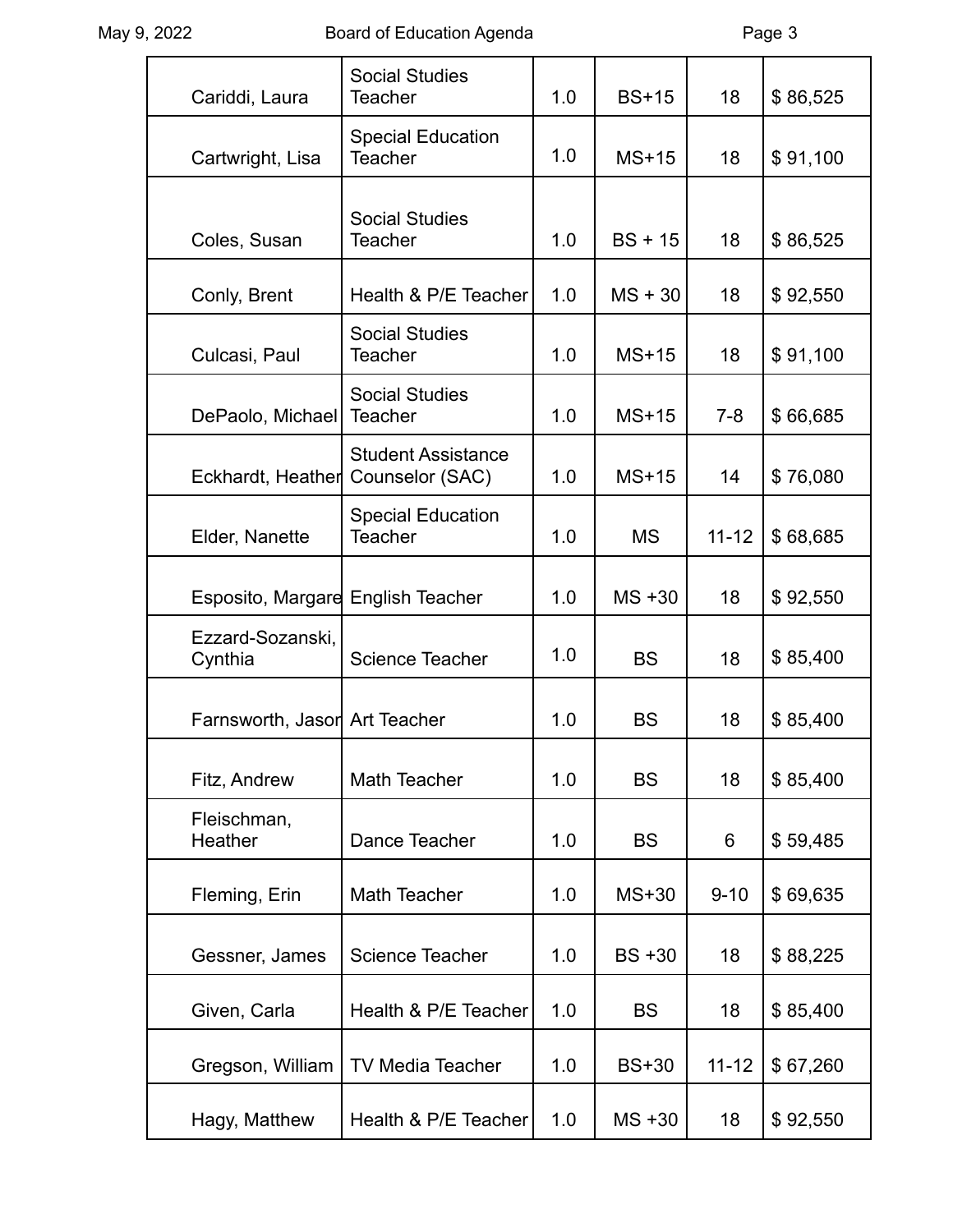| | | | | | |
|---|---|---|---|---|---|
| Cariddi, Laura | Social Studies Teacher | 1.0 | BS+15 | 18 | $ 86,525 |
| Cartwright, Lisa | Special Education Teacher | 1.0 | MS+15 | 18 | $ 91,100 |
| Coles, Susan | Social Studies Teacher | 1.0 | BS + 15 | 18 | $ 86,525 |
| Conly, Brent | Health & P/E Teacher | 1.0 | MS + 30 | 18 | $ 92,550 |
| Culcasi, Paul | Social Studies Teacher | 1.0 | MS+15 | 18 | $ 91,100 |
| DePaolo, Michael | Social Studies Teacher | 1.0 | MS+15 | 7-8 | $ 66,685 |
| Eckhardt, Heather | Student Assistance Counselor (SAC) | 1.0 | MS+15 | 14 | $ 76,080 |
| Elder, Nanette | Special Education Teacher | 1.0 | MS | 11-12 | $ 68,685 |
| Esposito, Margare | English Teacher | 1.0 | MS +30 | 18 | $ 92,550 |
| Ezzard-Sozanski, Cynthia | Science Teacher | 1.0 | BS | 18 | $ 85,400 |
| Farnsworth, Jasor | Art Teacher | 1.0 | BS | 18 | $ 85,400 |
| Fitz, Andrew | Math Teacher | 1.0 | BS | 18 | $ 85,400 |
| Fleischman, Heather | Dance Teacher | 1.0 | BS | 6 | $ 59,485 |
| Fleming, Erin | Math Teacher | 1.0 | MS+30 | 9-10 | $ 69,635 |
| Gessner, James | Science Teacher | 1.0 | BS +30 | 18 | $ 88,225 |
| Given, Carla | Health & P/E Teacher | 1.0 | BS | 18 | $ 85,400 |
| Gregson, William | TV Media Teacher | 1.0 | BS+30 | 11-12 | $ 67,260 |
| Hagy, Matthew | Health & P/E Teacher | 1.0 | MS +30 | 18 | $ 92,550 |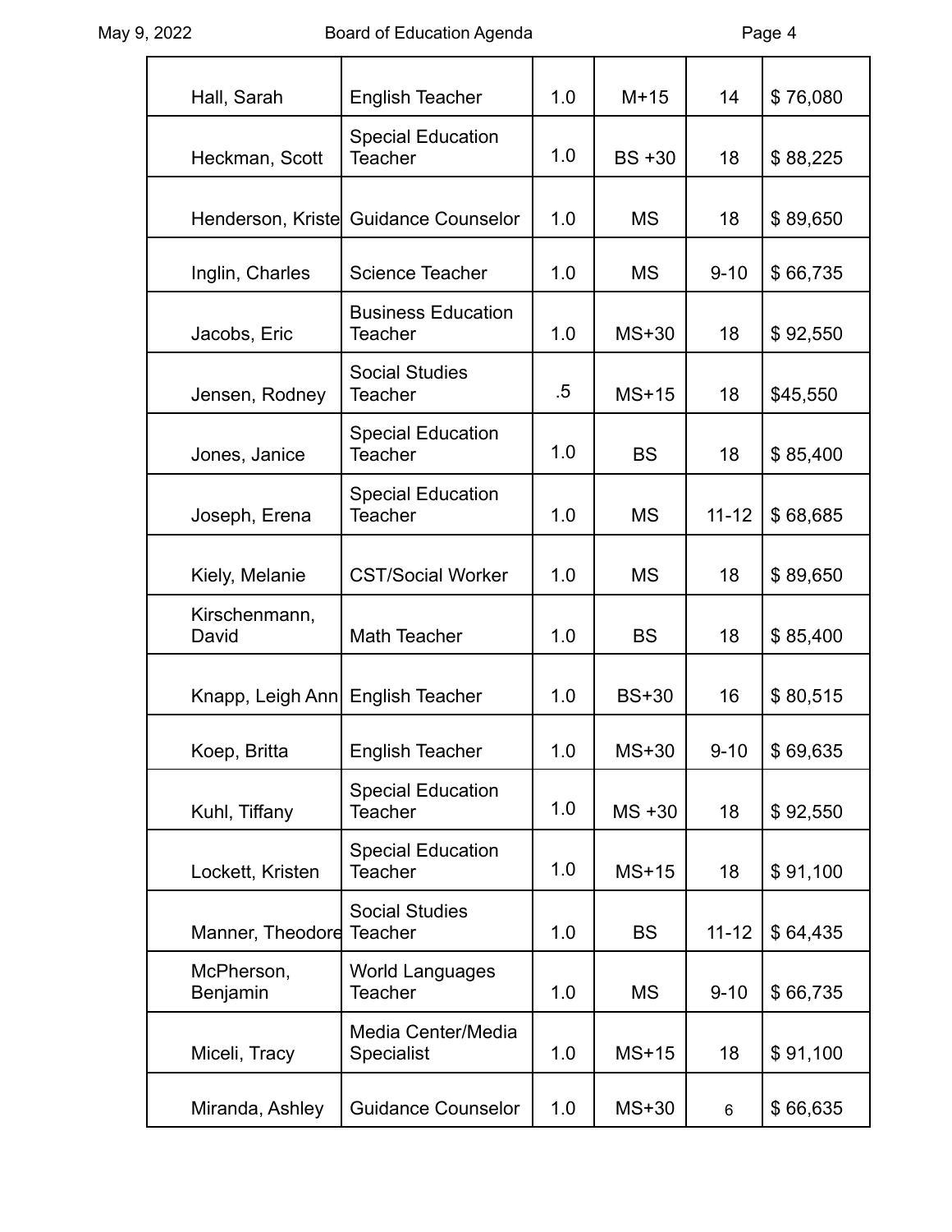| | | | | | |
|---|---|---|---|---|---|
| Hall, Sarah | English Teacher | 1.0 | M+15 | 14 | $ 76,080 |
| Heckman, Scott | Special Education Teacher | 1.0 | BS +30 | 18 | $ 88,225 |
| Henderson, Kriste | Guidance Counselor | 1.0 | MS | 18 | $ 89,650 |
| Inglin, Charles | Science Teacher | 1.0 | MS | 9-10 | $ 66,735 |
| Jacobs, Eric | Business Education Teacher | 1.0 | MS+30 | 18 | $ 92,550 |
| Jensen, Rodney | Social Studies Teacher | .5 | MS+15 | 18 | $45,550 |
| Jones, Janice | Special Education Teacher | 1.0 | BS | 18 | $ 85,400 |
| Joseph, Erena | Special Education Teacher | 1.0 | MS | 11-12 | $ 68,685 |
| Kiely, Melanie | CST/Social Worker | 1.0 | MS | 18 | $ 89,650 |
| Kirschenmann, David | Math Teacher | 1.0 | BS | 18 | $ 85,400 |
| Knapp, Leigh Ann | English Teacher | 1.0 | BS+30 | 16 | $ 80,515 |
| Koep, Britta | English Teacher | 1.0 | MS+30 | 9-10 | $ 69,635 |
| Kuhl, Tiffany | Special Education Teacher | 1.0 | MS +30 | 18 | $ 92,550 |
| Lockett, Kristen | Special Education Teacher | 1.0 | MS+15 | 18 | $ 91,100 |
| Manner, Theodore | Social Studies Teacher | 1.0 | BS | 11-12 | $ 64,435 |
| McPherson, Benjamin | World Languages Teacher | 1.0 | MS | 9-10 | $ 66,735 |
| Miceli, Tracy | Media Center/Media Specialist | 1.0 | MS+15 | 18 | $ 91,100 |
| Miranda, Ashley | Guidance Counselor | 1.0 | MS+30 | 6 | $ 66,635 |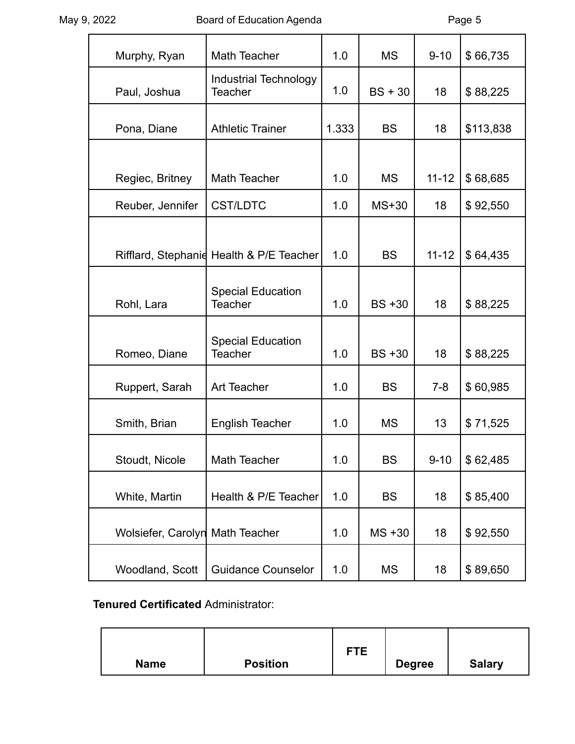| | | | | | |
|---|---|---|---|---|---|
| Murphy, Ryan | Math Teacher | 1.0 | MS | 9-10 | $ 66,735 |
| Paul, Joshua | Industrial Technology Teacher | 1.0 | BS + 30 | 18 | $ 88,225 |
| Pona, Diane | Athletic Trainer | 1.333 | BS | 18 | $113,838 |
| Regiec, Britney | Math Teacher | 1.0 | MS | 11-12 | $ 68,685 |
| Reuber, Jennifer | CST/LDTC | 1.0 | MS+30 | 18 | $ 92,550 |
| Rifflard, Stephanie | Health & P/E Teacher | 1.0 | BS | 11-12 | $ 64,435 |
| Rohl, Lara | Special Education Teacher | 1.0 | BS +30 | 18 | $ 88,225 |
| Romeo, Diane | Special Education Teacher | 1.0 | BS +30 | 18 | $ 88,225 |
| Ruppert, Sarah | Art Teacher | 1.0 | BS | 7-8 | $ 60,985 |
| Smith, Brian | English Teacher | 1.0 | MS | 13 | $ 71,525 |
| Stoudt, Nicole | Math Teacher | 1.0 | BS | 9-10 | $ 62,485 |
| White, Martin | Health & P/E Teacher | 1.0 | BS | 18 | $ 85,400 |
| Wolsiefer, Carolyn | Math Teacher | 1.0 | MS +30 | 18 | $ 92,550 |
| Woodland, Scott | Guidance Counselor | 1.0 | MS | 18 | $ 89,650 |

**Tenured Certificated** Administrator:

| Name | Position | FTE | Degree | Salary |
|---|---|---|---|---|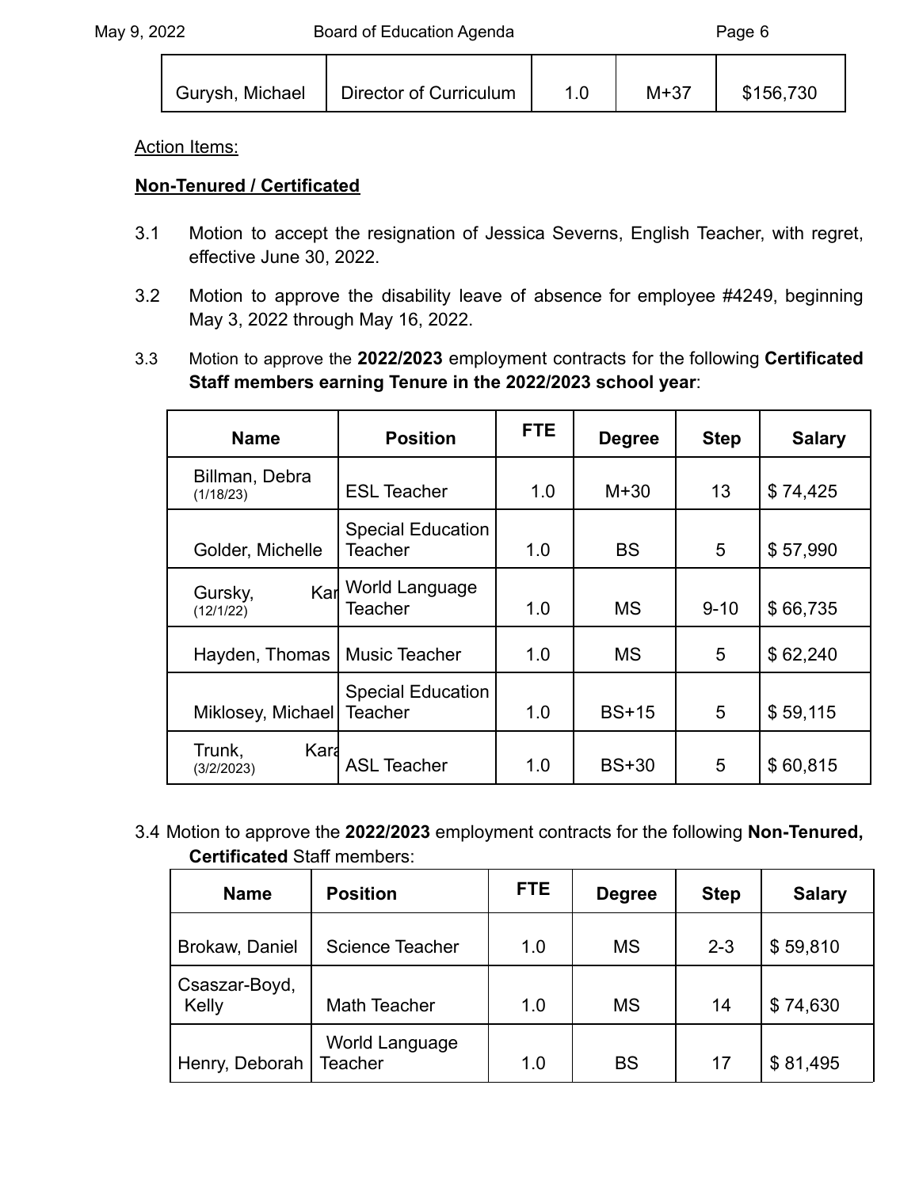| Gurysh, Michael | Director of Curriculum | 1.0 | M+37 | $156,730 |
|---|---|---|---|---|

Action Items:

**Non-Tenured / Certificated**

3.1 Motion to accept the resignation of Jessica Severns, English Teacher, with regret, effective June 30, 2022.

3.2 Motion to approve the disability leave of absence for employee #4249, beginning May 3, 2022 through May 16, 2022.

3.3 Motion to approve the **2022/2023** employment contracts for the following **Certificated Staff members earning Tenure in the 2022/2023 school year**:

| Name | Position | FTE | Degree | Step | Salary |
|---|---|---|---|---|---|
| Billman, Debra (1/18/23) | ESL Teacher | 1.0 | M+30 | 13 | $ 74,425 |
| Golder, Michelle | Special Education Teacher | 1.0 | BS | 5 | $ 57,990 |
| Gursky, Kar (12/1/22) | World Language Teacher | 1.0 | MS | 9-10 | $ 66,735 |
| Hayden, Thomas | Music Teacher | 1.0 | MS | 5 | $ 62,240 |
| Miklosey, Michael | Special Education Teacher | 1.0 | BS+15 | 5 | $ 59,115 |
| Trunk, Kara (3/2/2023) | ASL Teacher | 1.0 | BS+30 | 5 | $ 60,815 |

3.4 Motion to approve the **2022/2023** employment contracts for the following **Non-Tenured, Certificated** Staff members:

| Name | Position | FTE | Degree | Step | Salary |
|---|---|---|---|---|---|
| Brokaw, Daniel | Science Teacher | 1.0 | MS | 2-3 | $ 59,810 |
| Csaszar-Boyd, Kelly | Math Teacher | 1.0 | MS | 14 | $ 74,630 |
| Henry, Deborah | World Language Teacher | 1.0 | BS | 17 | $ 81,495 |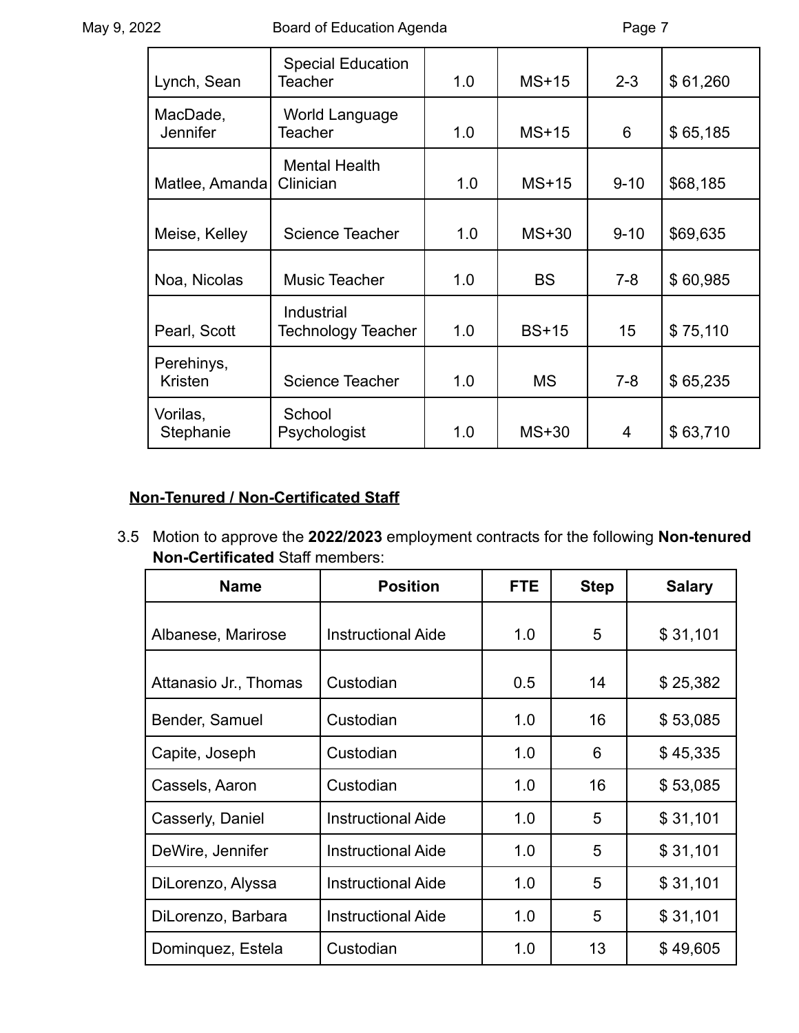| | | | | | |
|---|---|---|---|---|---|
| Lynch, Sean | Special Education Teacher | 1.0 | MS+15 | 2-3 | $ 61,260 |
| MacDade, Jennifer | World Language Teacher | 1.0 | MS+15 | 6 | $ 65,185 |
| Matlee, Amanda | Mental Health Clinician | 1.0 | MS+15 | 9-10 | $68,185 |
| Meise, Kelley | Science Teacher | 1.0 | MS+30 | 9-10 | $69,635 |
| Noa, Nicolas | Music Teacher | 1.0 | BS | 7-8 | $ 60,985 |
| Pearl, Scott | Industrial Technology Teacher | 1.0 | BS+15 | 15 | $ 75,110 |
| Perehinys, Kristen | Science Teacher | 1.0 | MS | 7-8 | $ 65,235 |
| Vorilas, Stephanie | School Psychologist | 1.0 | MS+30 | 4 | $ 63,710 |

**Non-Tenured / Non-Certificated Staff**

3.5 Motion to approve the **2022/2023** employment contracts for the following **Non-tenured Non-Certificated** Staff members:

| Name | Position | FTE | Step | Salary |
|---|---|---|---|---|
| Albanese, Marirose | Instructional Aide | 1.0 | 5 | $ 31,101 |
| Attanasio Jr., Thomas | Custodian | 0.5 | 14 | $ 25,382 |
| Bender, Samuel | Custodian | 1.0 | 16 | $ 53,085 |
| Capite, Joseph | Custodian | 1.0 | 6 | $ 45,335 |
| Cassels, Aaron | Custodian | 1.0 | 16 | $ 53,085 |
| Casserly, Daniel | Instructional Aide | 1.0 | 5 | $ 31,101 |
| DeWire, Jennifer | Instructional Aide | 1.0 | 5 | $ 31,101 |
| DiLorenzo, Alyssa | Instructional Aide | 1.0 | 5 | $ 31,101 |
| DiLorenzo, Barbara | Instructional Aide | 1.0 | 5 | $ 31,101 |
| Dominquez, Estela | Custodian | 1.0 | 13 | $ 49,605 |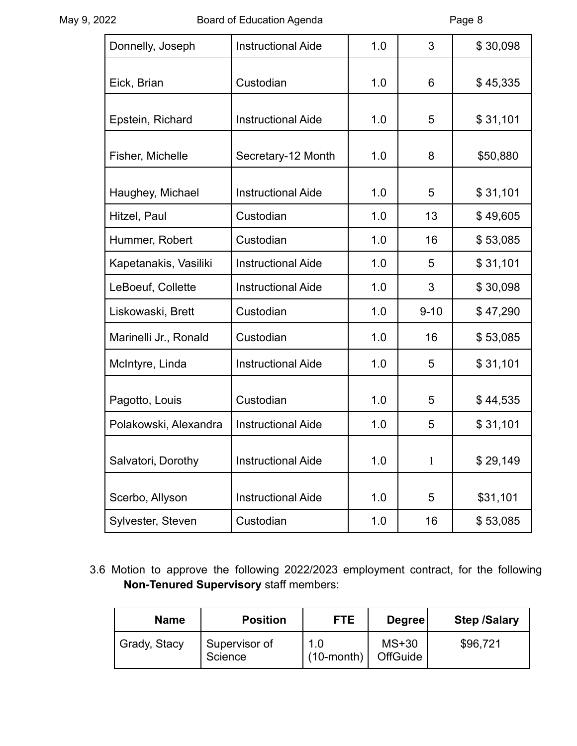| | | | | |
|---|---|---|---|---|
| Donnelly, Joseph | Instructional Aide | 1.0 | 3 | $ 30,098 |
| Eick, Brian | Custodian | 1.0 | 6 | $ 45,335 |
| Epstein, Richard | Instructional Aide | 1.0 | 5 | $ 31,101 |
| Fisher, Michelle | Secretary-12 Month | 1.0 | 8 | $50,880 |
| Haughey, Michael | Instructional Aide | 1.0 | 5 | $ 31,101 |
| Hitzel, Paul | Custodian | 1.0 | 13 | $ 49,605 |
| Hummer, Robert | Custodian | 1.0 | 16 | $ 53,085 |
| Kapetanakis, Vasiliki | Instructional Aide | 1.0 | 5 | $ 31,101 |
| LeBoeuf, Collette | Instructional Aide | 1.0 | 3 | $ 30,098 |
| Liskowaski, Brett | Custodian | 1.0 | 9-10 | $ 47,290 |
| Marinelli Jr., Ronald | Custodian | 1.0 | 16 | $ 53,085 |
| McIntyre, Linda | Instructional Aide | 1.0 | 5 | $ 31,101 |
| Pagotto, Louis | Custodian | 1.0 | 5 | $ 44,535 |
| Polakowski, Alexandra | Instructional Aide | 1.0 | 5 | $ 31,101 |
| Salvatori, Dorothy | Instructional Aide | 1.0 | 1 | $ 29,149 |
| Scerbo, Allyson | Instructional Aide | 1.0 | 5 | $31,101 |
| Sylvester, Steven | Custodian | 1.0 | 16 | $ 53,085 |

3.6 Motion to approve the following 2022/2023 employment contract, for the following **Non-Tenured Supervisory** staff members:

| Name | Position | FTE | Degree | Step /Salary |
|---|---|---|---|---|
| Grady, Stacy | Supervisor of Science | 1.0 (10-month) | MS+30 OffGuide | $96,721 |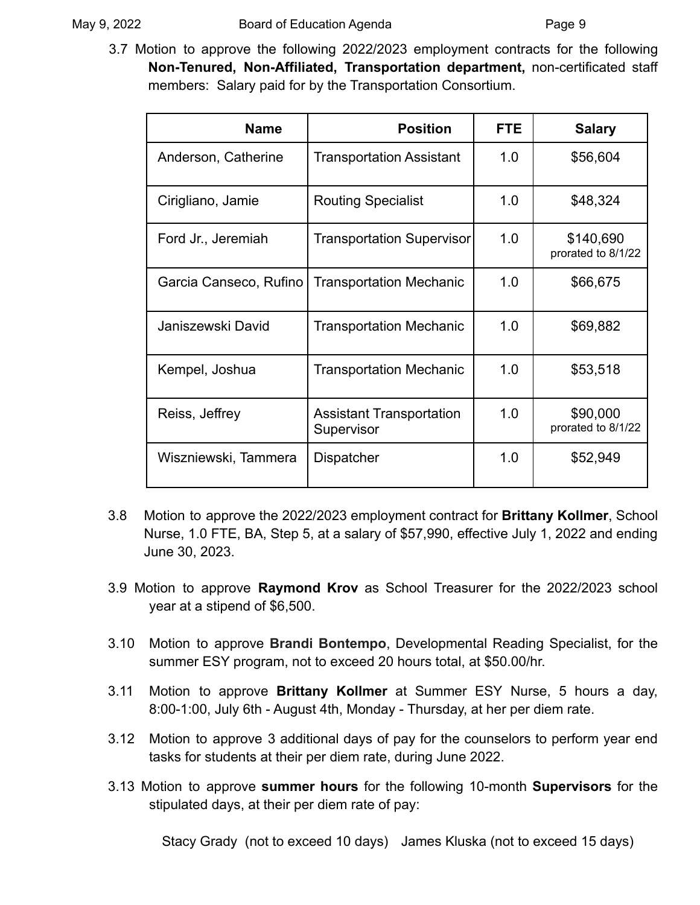3.7 Motion to approve the following 2022/2023 employment contracts for the following **Non-Tenured, Non-Affiliated, Transportation department,** non-certificated staff members: Salary paid for by the Transportation Consortium.

| Name | Position | FTE | Salary |
|---|---|---|---|
| Anderson, Catherine | Transportation Assistant | 1.0 | $56,604 |
| Cirigliano, Jamie | Routing Specialist | 1.0 | $48,324 |
| Ford Jr., Jeremiah | Transportation Supervisor | 1.0 | $140,690 prorated to 8/1/22 |
| Garcia Canseco, Rufino | Transportation Mechanic | 1.0 | $66,675 |
| Janiszewski David | Transportation Mechanic | 1.0 | $69,882 |
| Kempel, Joshua | Transportation Mechanic | 1.0 | $53,518 |
| Reiss, Jeffrey | Assistant Transportation Supervisor | 1.0 | $90,000 prorated to 8/1/22 |
| Wiszniewski, Tammera | Dispatcher | 1.0 | $52,949 |

3.8 Motion to approve the 2022/2023 employment contract for **Brittany Kollmer**, School Nurse, 1.0 FTE, BA, Step 5, at a salary of $57,990, effective July 1, 2022 and ending June 30, 2023.

3.9 Motion to approve **Raymond Krov** as School Treasurer for the 2022/2023 school year at a stipend of $6,500.

3.10 Motion to approve **Brandi Bontempo**, Developmental Reading Specialist, for the summer ESY program, not to exceed 20 hours total, at $50.00/hr.

3.11 Motion to approve **Brittany Kollmer** at Summer ESY Nurse, 5 hours a day, 8:00-1:00, July 6th - August 4th, Monday - Thursday, at her per diem rate.

3.12 Motion to approve 3 additional days of pay for the counselors to perform year end tasks for students at their per diem rate, during June 2022.

3.13 Motion to approve **summer hours** for the following 10-month **Supervisors** for the stipulated days, at their per diem rate of pay:

Stacy Grady (not to exceed 10 days) James Kluska (not to exceed 15 days)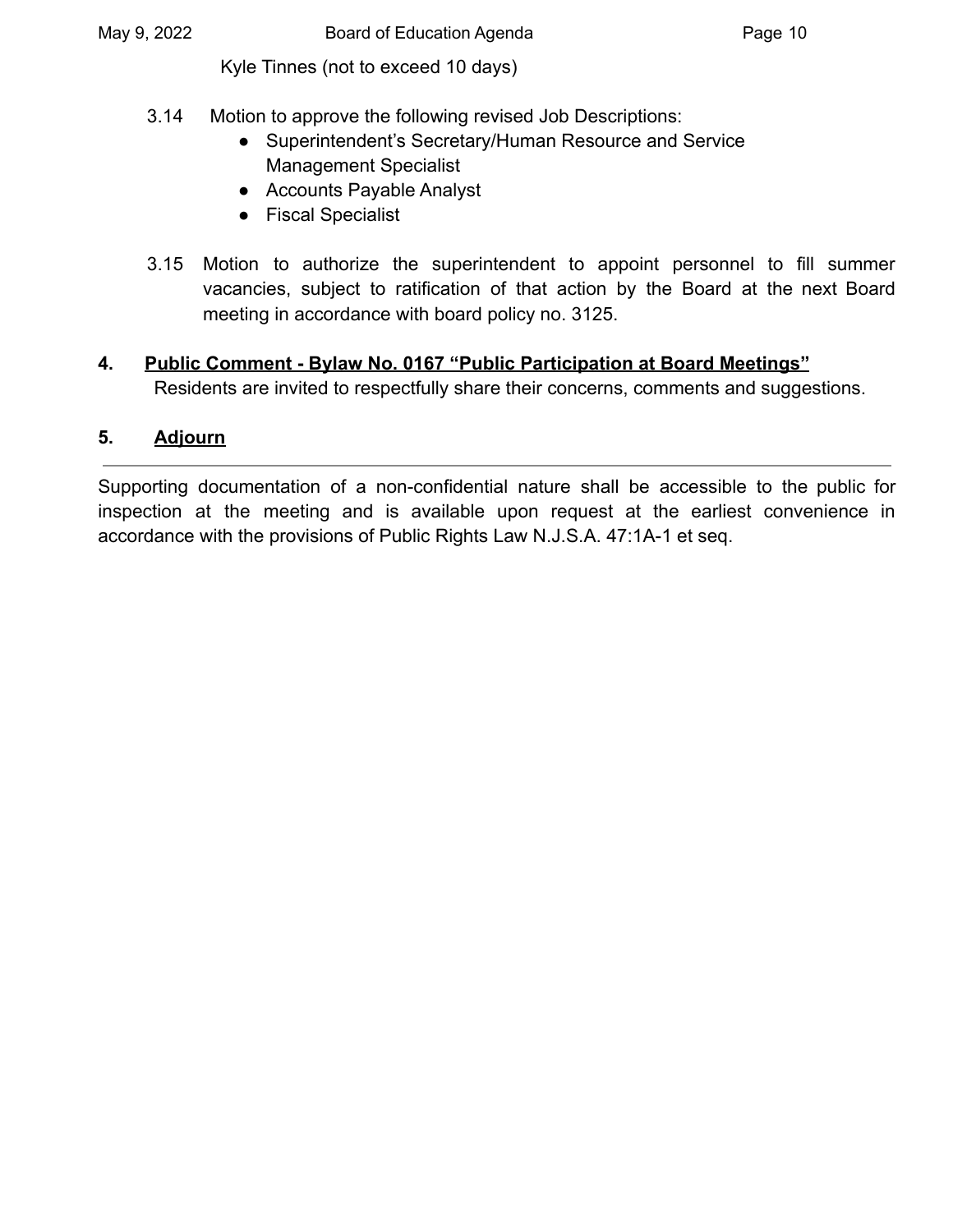Kyle Tinnes (not to exceed 10 days)

3.14 Motion to approve the following revised Job Descriptions:

- Superintendent's Secretary/Human Resource and Service Management Specialist
- Accounts Payable Analyst
- Fiscal Specialist

3.15 Motion to authorize the superintendent to appoint personnel to fill summer vacancies, subject to ratification of that action by the Board at the next Board meeting in accordance with board policy no. 3125.

## 4. Public Comment - Bylaw No. 0167 "Public Participation at Board Meetings"

Residents are invited to respectfully share their concerns, comments and suggestions.

## 5. Adjourn

---

Supporting documentation of a non-confidential nature shall be accessible to the public for inspection at the meeting and is available upon request at the earliest convenience in accordance with the provisions of Public Rights Law N.J.S.A. 47:1A-1 et seq.